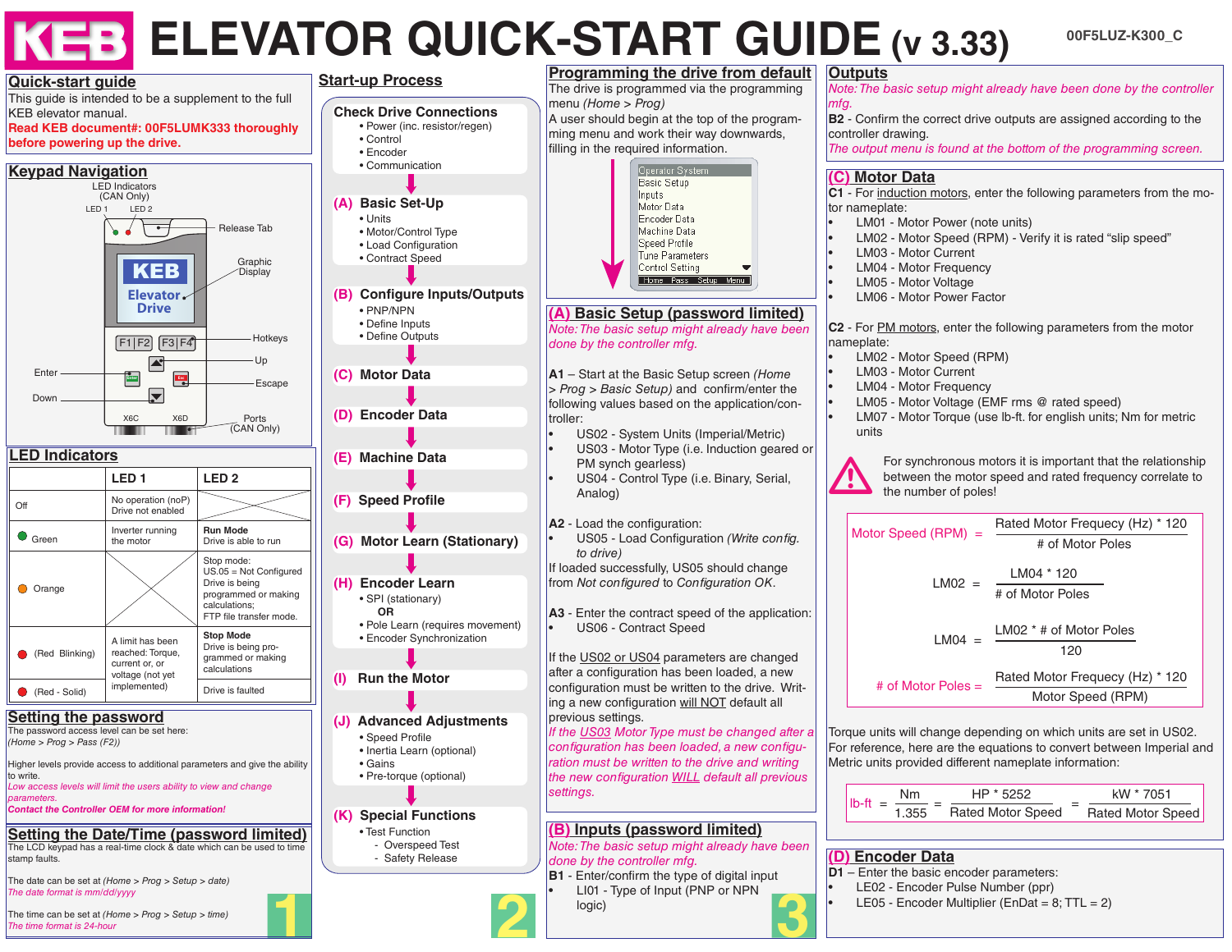# ELEVATOR QUICK-START GUIDE (v 3.33)

00F5LUZ-K300_C

## Quick-start guide

This guide is intended to be a supplement to the full KEB elevator manual.

**Read KEB document#: 00F5LUMK333 thoroughly before powering up the drive.**

## Keypad Navigation

LED Indicators (CAN Only)

LED 1, LED 2, Release Tab, Graphic Display, Hotkeys, Up, Escape, Enter, Down, Ports (CAN Only)

F1 | F2, F3 | F4, X6C, X6D

KEB Elevator Drive

## LED Indicators

| | LED 1 | LED 2 |
|---|---|---|
| Off | No operation (noP) Drive not enabled | |
| Green | Inverter running the motor | **Run Mode** Drive is able to run |
| Orange | | Stop mode: US.05 = Not Configured Drive is being programmed or making calculations; FTP file transfer mode. |
| (Red Blinking) | A limit has been reached: Torque, current or, voltage (not yet implemented) | **Stop Mode** Drive is being programmed or making calculations |
| (Red - Solid) | | Drive is faulted |

## Setting the password

The password access level can be set here: *(Home > Prog > Pass (F2))*

Higher levels provide access to additional parameters and give the ability to write.

*Low access levels will limit the users ability to view and change parameters.*

***Contact the Controller OEM for more information!***

## Setting the Date/Time (password limited)

The LCD keypad has a real-time clock & date which can be used to time stamp faults.

The date can be set at *(Home > Prog > Setup > date)*

*The date format is mm/dd/yyyy*

The time can be set at *(Home > Prog > Setup > time)*

*The time format is 24-hour*

1

## Start-up Process

**Check Drive Connections**
- Power (inc. resistor/regen)
- Control
- Encoder
- Communication

**(A) Basic Set-Up**
- Units
- Motor/Control Type
- Load Configuration
- Contract Speed

**(B) Configure Inputs/Outputs**
- PNP/NPN
- Define Inputs
- Define Outputs

**(C) Motor Data**

**(D) Encoder Data**

**(E) Machine Data**

**(F) Speed Profile**

**(G) Motor Learn (Stationary)**

**(H) Encoder Learn**
- SPI (stationary)

  **OR**
- Pole Learn (requires movement)
- Encoder Synchronization

**(I) Run the Motor**

**(J) Advanced Adjustments**
- Speed Profile
- Inertia Learn (optional)
- Gains
- Pre-torque (optional)

**(K) Special Functions**
- Test Function
  - Overspeed Test
  - Safety Release

2

## Programming the drive from default

The drive is programmed via the programming menu *(Home > Prog)*

A user should begin at the top of the programming menu and work their way downwards, filling in the required information.

Operator System, Basic Setup, Inputs, Motor Data, Encoder Data, Machine Data, Speed Profile, Tune Parameters, Control Setting

Home | Pass | Setup | Menu

## (A) Basic Setup (password limited)

*Note: The basic setup might already have been done by the controller mfg.*

**A1** – Start at the Basic Setup screen *(Home > Prog > Basic Setup)* and confirm/enter the following values based on the application/controller:
- US02 - System Units (Imperial/Metric)
- US03 - Motor Type (i.e. Induction geared or PM synch gearless)
- US04 - Control Type (i.e. Binary, Serial, Analog)

**A2** - Load the configuration:
- US05 - Load Configuration *(Write config. to drive)*

If loaded successfully, US05 should change from *Not configured* to *Configuration OK*.

**A3** - Enter the contract speed of the application:
- US06 - Contract Speed

If the US02 or US04 parameters are changed after a configuration has been loaded, a new configuration must be written to the drive. Writing a new configuration will NOT default all previous settings.

*If the US03 Motor Type must be changed after a configuration has been loaded, a new configuration must be written to the drive and writing the new configuration WILL default all previous settings.*

## (B) Inputs (password limited)

*Note: The basic setup might already have been done by the controller mfg.*

**B1** - Enter/confirm the type of digital input
- LI01 - Type of Input (PNP or NPN logic)

3

## Outputs

*Note: The basic setup might already have been done by the controller mfg.*

**B2** - Confirm the correct drive outputs are assigned according to the controller drawing.

*The output menu is found at the bottom of the programming screen.*

## (C) Motor Data

**C1** - For induction motors, enter the following parameters from the motor nameplate:
- LM01 - Motor Power (note units)
- LM02 - Motor Speed (RPM) - Verify it is rated "slip speed"
- LM03 - Motor Current
- LM04 - Motor Frequency
- LM05 - Motor Voltage
- LM06 - Motor Power Factor

**C2** - For PM motors, enter the following parameters from the motor nameplate:
- LM02 - Motor Speed (RPM)
- LM03 - Motor Current
- LM04 - Motor Frequency
- LM05 - Motor Voltage (EMF rms @ rated speed)
- LM07 - Motor Torque (use lb-ft. for english units; Nm for metric units

For synchronous motors it is important that the relationship between the motor speed and rated frequency correlate to the number of poles!

$$\text{Motor Speed (RPM)} = \frac{\text{Rated Motor Frequecy (Hz)} * 120}{\text{\# of Motor Poles}}$$

$$LM02 = \frac{LM04 * 120}{\text{\# of Motor Poles}}$$

$$LM04 = \frac{LM02 * \text{\# of Motor Poles}}{120}$$

$$\text{\# of Motor Poles} = \frac{\text{Rated Motor Frequecy (Hz)} * 120}{\text{Motor Speed (RPM)}}$$

Torque units will change depending on which units are set in US02. For reference, here are the equations to convert between Imperial and Metric units provided different nameplate information:

$$\text{lb-ft} = \frac{Nm}{1.355} = \frac{HP * 5252}{\text{Rated Motor Speed}} = \frac{kW * 7051}{\text{Rated Motor Speed}}$$

## (D) Encoder Data

**D1** – Enter the basic encoder parameters:
- LE02 - Encoder Pulse Number (ppr)
- LE05 - Encoder Multiplier (EnDat = 8; TTL = 2)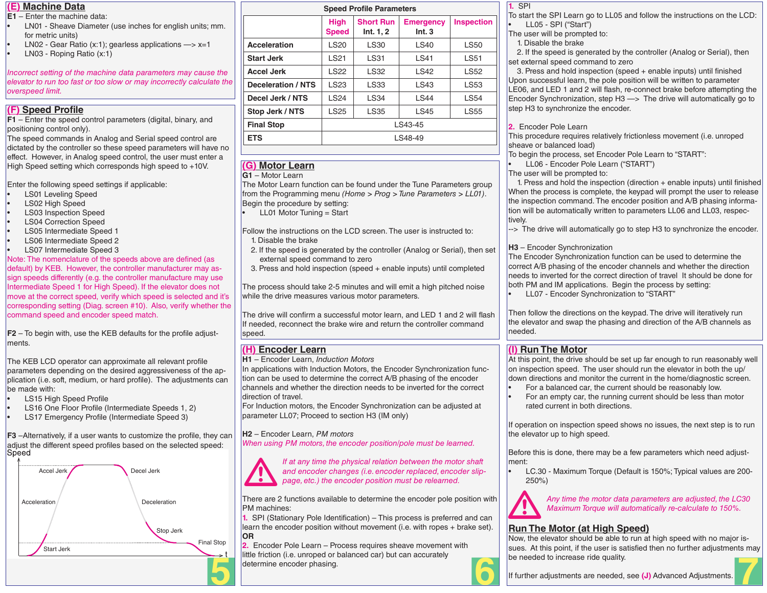## (E) Machine Data

**E1** – Enter the machine data:

- LN01 - Sheave Diameter (use inches for english units; mm. for metric units)
- LN02 - Gear Ratio (x:1); gearless applications —> x=1
- LN03 - Roping Ratio (x:1)

*Incorrect setting of the machine data parameters may cause the elevator to run too fast or too slow or may incorrectly calculate the overspeed limit.*

## (F) Speed Profile

**F1** – Enter the speed control parameters (digital, binary, and positioning control only).

The speed commands in Analog and Serial speed control are dictated by the controller so these speed parameters will have no effect. However, in Analog speed control, the user must enter a High Speed setting which corresponds high speed to +10V.

Enter the following speed settings if applicable:

- LS01 Leveling Speed
- LS02 High Speed
- LS03 Inspection Speed
- LS04 Correction Speed
- LS05 Intermediate Speed 1
- LS06 Intermediate Speed 2
- LS07 Intermediate Speed 3

Note: The nomenclature of the speeds above are defined (as default) by KEB. However, the controller manufacturer may assign speeds differently (e.g. the controller manufacturer may use Intermediate Speed 1 for High Speed). If the elevator does not move at the correct speed, verify which speed is selected and it's corresponding setting (Diag. screen #10). Also, verify whether the command speed and encoder speed match.

**F2** – To begin with, use the KEB defaults for the profile adjustments.

The KEB LCD operator can approximate all relevant profile parameters depending on the desired aggressiveness of the application (i.e. soft, medium, or hard profile). The adjustments can be made with:

- LS15 High Speed Profile
- LS16 One Floor Profile (Intermediate Speeds 1, 2)
- LS17 Emergency Profile (Intermediate Speed 3)

**F3** –Alternatively, if a user wants to customize the profile, they can adjust the different speed profiles based on the selected speed:

Speed — Accel Jerk, Acceleration, Start Jerk, Decel Jerk, Deceleration, Stop Jerk, Final Stop — t

**Speed Profile Parameters**

| | High Speed | Short Run Int. 1, 2 | Emergency Int. 3 | Inspection |
|---|---|---|---|---|
| Acceleration | LS20 | LS30 | LS40 | LS50 |
| Start Jerk | LS21 | LS31 | LS41 | LS51 |
| Accel Jerk | LS22 | LS32 | LS42 | LS52 |
| Deceleration / NTS | LS23 | LS33 | LS43 | LS53 |
| Decel Jerk / NTS | LS24 | LS34 | LS44 | LS54 |
| Stop Jerk / NTS | LS25 | LS35 | LS45 | LS55 |
| Final Stop | LS43-45 | | | |
| ETS | LS48-49 | | | |

## (G) Motor Learn

**G1** – Motor Learn

The Motor Learn function can be found under the Tune Parameters group from the Programming menu (*Home > Prog > Tune Parameters > LL01)*.

Begin the procedure by setting:

- LL01 Motor Tuning = Start

Follow the instructions on the LCD screen. The user is instructed to:

1. Disable the brake
2. If the speed is generated by the controller (Analog or Serial), then set external speed command to zero
3. Press and hold inspection (speed + enable inputs) until completed

The process should take 2-5 minutes and will emit a high pitched noise while the drive measures various motor parameters.

The drive will confirm a successful motor learn, and LED 1 and 2 will flash. If needed, reconnect the brake wire and return the controller command speed.

## (H) Encoder Learn

**H1** – Encoder Learn, *Induction Motors*

In applications with Induction Motors, the Encoder Synchronization function can be used to determine the correct A/B phasing of the encoder channels and whether the direction needs to be inverted for the correct direction of travel.

For Induction motors, the Encoder Synchronization can be adjusted at parameter LL07; Proceed to section H3 (IM only)

**H2** – Encoder Learn, *PM motors*

*When using PM motors, the encoder position/pole must be learned.*

*If at any time the physical relation between the motor shaft and encoder changes (i.e. encoder replaced, encoder slippage, etc.) the encoder position must be relearned.*

There are 2 functions available to determine the encoder pole position with PM machines:

**1.** SPI (Stationary Pole Identification) – This process is preferred and can learn the encoder position without movement (i.e. with ropes + brake set).

**OR**

**2.** Encoder Pole Learn – Process requires sheave movement with little friction (i.e. unroped or balanced car) but can accurately determine encoder phasing.

**1.** SPI

To start the SPI Learn go to LL05 and follow the instructions on the LCD:

- LL05 - SPI ("Start")

The user will be prompted to:

1. Disable the brake
2. If the speed is generated by the controller (Analog or Serial), then set external speed command to zero
3. Press and hold inspection (speed + enable inputs) until finished

Upon successful learn, the pole position will be written to parameter LE06, and LED 1 and 2 will flash, re-connect brake before attempting the Encoder Synchronization, step H3 —> The drive will automatically go to step H3 to synchronize the encoder.

**2.** Encoder Pole Learn

This procedure requires relatively frictionless movement (i.e. unroped sheave or balanced load)

To begin the process, set Encoder Pole Learn to "START":

- LL06 - Encoder Pole Learn ("START")

The user will be prompted to:

1. Press and hold the inspection (direction + enable inputs) until finished

When the process is complete, the keypad will prompt the user to release the inspection command. The encoder position and A/B phasing information will be automatically written to parameters LL06 and LL03, respectively.

--> The drive will automatically go to step H3 to synchronize the encoder.

**H3** – Encoder Synchronization

The Encoder Synchronization function can be used to determine the correct A/B phasing of the encoder channels and whether the direction needs to inverted for the correct direction of travel It should be done for both PM and IM applications. Begin the process by setting:

- LL07 - Encoder Synchronization to "START"

Then follow the directions on the keypad. The drive will iteratively run the elevator and swap the phasing and direction of the A/B channels as needed.

## (I) Run The Motor

At this point, the drive should be set up far enough to run reasonably well on inspection speed. The user should run the elevator in both the up/down directions and monitor the current in the home/diagnostic screen.

- For a balanced car, the current should be reasonably low.
- For an empty car, the running current should be less than motor rated current in both directions.

If operation on inspection speed shows no issues, the next step is to run the elevator up to high speed.

Before this is done, there may be a few parameters which need adjustment:

- LC.30 - Maximum Torque (Default is 150%; Typical values are 200-250%)

*Any time the motor data parameters are adjusted, the LC30 Maximum Torque will automatically re-calculate to 150%.*

## Run The Motor (at High Speed)

Now, the elevator should be able to run at high speed with no major issues. At this point, if the user is satisfied then no further adjustments may be needed to increase ride quality.

If further adjustments are needed, see **(J)** Advanced Adjustments.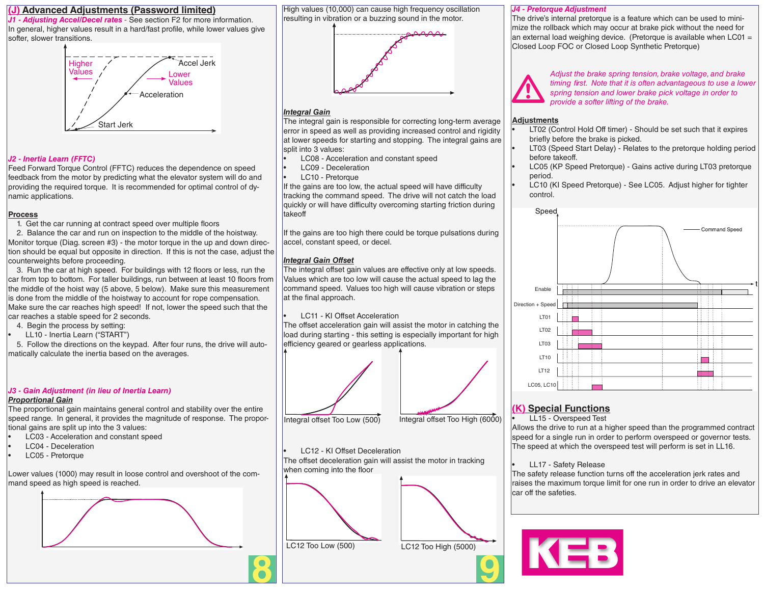## (J) Advanced Adjustments (Password limited)

***J1 - Adjusting Accel/Decel rates*** - See section F2 for more information.
In general, higher values result in a hard/fast profile, while lower values give softer, slower transitions.

***J2 - Inertia Learn (FFTC)***
Feed Forward Torque Control (FFTC) reduces the dependence on speed feedback from the motor by predicting what the elevator system will do and providing the required torque. It is recommended for optimal control of dynamic applications.

**Process**

1. Get the car running at contract speed over multiple floors
2. Balance the car and run on inspection to the middle of the hoistway. Monitor torque (Diag. screen #3) - the motor torque in the up and down direction should be equal but opposite in direction. If this is not the case, adjust the counterweights before proceeding.
3. Run the car at high speed. For buildings with 12 floors or less, run the car from top to bottom. For taller buildings, run between at least 10 floors from the middle of the hoist way (5 above, 5 below). Make sure this measurement is done from the middle of the hoistway to account for rope compensation. Make sure the car reaches high speed! If not, lower the speed such that the car reaches a stable speed for 2 seconds.
4. Begin the process by setting:
   - LL10 - Inertia Learn (“START”)
5. Follow the directions on the keypad. After four runs, the drive will automatically calculate the inertia based on the averages.

***J3 - Gain Adjustment (in lieu of Inertia Learn)***

***Proportional Gain***
The proportional gain maintains general control and stability over the entire speed range. In general, it provides the magnitude of response. The proportional gains are split up into the 3 values:

- LC03 - Acceleration and constant speed
- LC04 - Deceleration
- LC05 - Pretorque

Lower values (1000) may result in loose control and overshoot of the command speed as high speed is reached.

High values (10,000) can cause high frequency oscillation resulting in vibration or a buzzing sound in the motor.

***Integral Gain***
The integral gain is responsible for correcting long-term average error in speed as well as providing increased control and rigidity at lower speeds for starting and stopping. The integral gains are split into 3 values:

- LC08 - Acceleration and constant speed
- LC09 - Deceleration
- LC10 - Pretorque

If the gains are too low, the actual speed will have difficulty tracking the command speed. The drive will not catch the load quickly or will have difficulty overcoming starting friction during takeoff

If the gains are too high there could be torque pulsations during accel, constant speed, or decel.

***Integral Gain Offset***
The integral offset gain values are effective only at low speeds. Values which are too low will cause the actual speed to lag the command speed. Values too high will cause vibration or steps at the final approach.

- LC11 - KI Offset Acceleration

The offset acceleration gain will assist the motor in catching the load during starting - this setting is especially important for high efficiency geared or gearless applications.

Integral offset Too Low (500)

Integral offset Too High (6000)

- LC12 - KI Offset Deceleration

The offset deceleration gain will assist the motor in tracking when coming into the floor

LC12 Too Low (500)

LC12 Too High (5000)

***J4 - Pretorque Adjustment***
The drive's internal pretorque is a feature which can be used to minimize the rollback which may occur at brake pick without the need for an external load weighing device. (Pretorque is available when LC01 = Closed Loop FOC or Closed Loop Synthetic Pretorque)

*Adjust the brake spring tension, brake voltage, and brake timing first. Note that it is often advantageous to use a lower spring tension and lower brake pick voltage in order to provide a softer lifting of the brake.*

**Adjustments**

- LT02 (Control Hold Off timer) - Should be set such that it expires briefly before the brake is picked.
- LT03 (Speed Start Delay) - Relates to the pretorque holding period before takeoff.
- LC05 (KP Speed Pretorque) - Gains active during LT03 pretorque period.
- LC10 (KI Speed Pretorque) - See LC05. Adjust higher for tighter control.

## (K) Special Functions

- LL15 - Overspeed Test

Allows the drive to run at a higher speed than the programmed contract speed for a single run in order to perform overspeed or governor tests. The speed at which the overspeed test will perform is set in LL16.

- LL17 - Safety Release

The safety release function turns off the acceleration jerk rates and raises the maximum torque limit for one run in order to drive an elevator car off the safeties.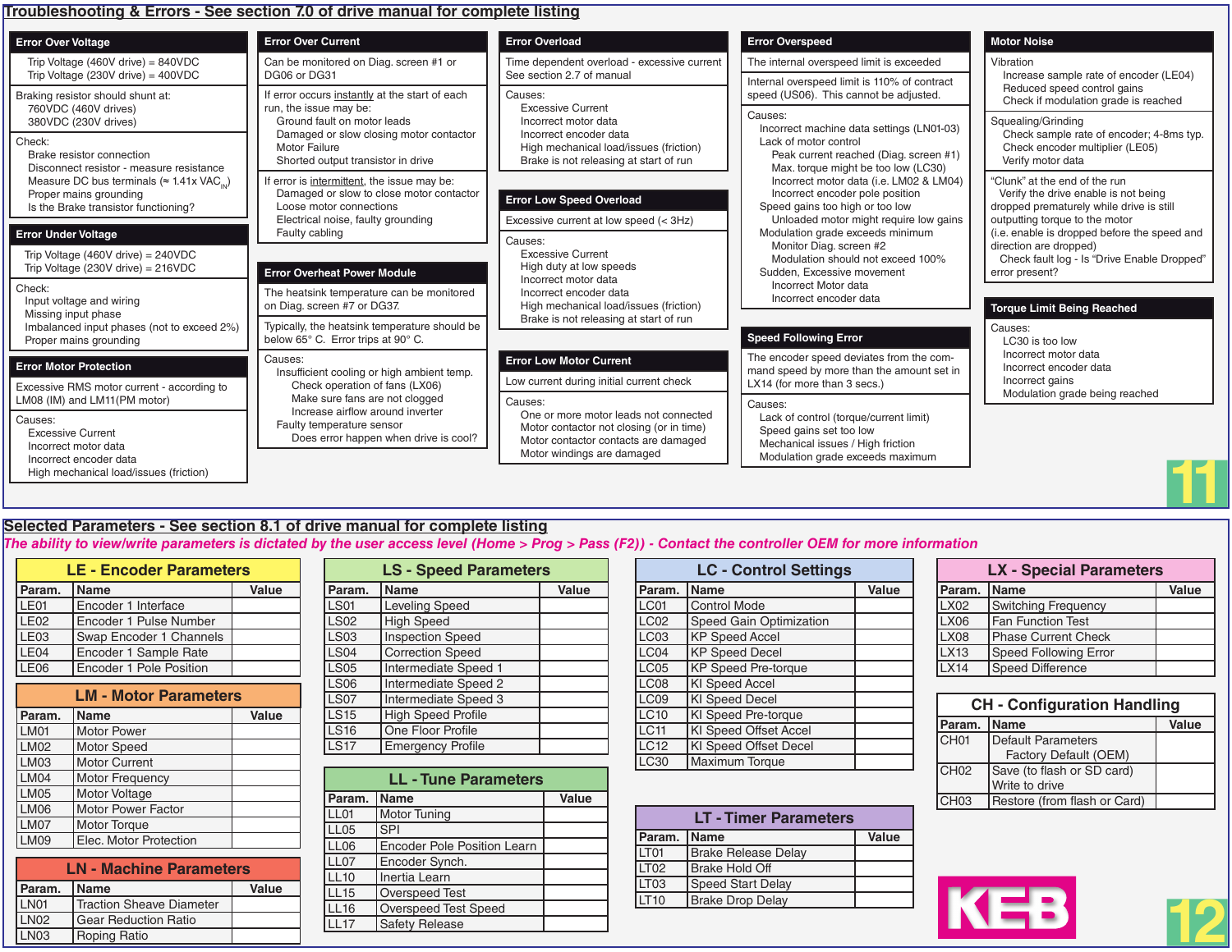# Troubleshooting & Errors - See section 7.0 of drive manual for complete listing

### Error Over Voltage

Trip Voltage (460V drive) = 840VDC
Trip Voltage (230V drive) = 400VDC

Braking resistor should shunt at:
- 760VDC (460V drives)
- 380VDC (230V drives)

Check:
- Brake resistor connection
- Disconnect resistor - measure resistance
- Measure DC bus terminals (≈ 1.41x $VAC_{IN}$)
- Proper mains grounding
- Is the Brake transistor functioning?

### Error Under Voltage

Trip Voltage (460V drive) = 240VDC
Trip Voltage (230V drive) = 216VDC

Check:
- Input voltage and wiring
- Missing input phase
- Imbalanced input phases (not to exceed 2%)
- Proper mains grounding

### Error Motor Protection

Excessive RMS motor current - according to LM08 (IM) and LM11(PM motor)

Causes:
- Excessive Current
- Incorrect motor data
- Incorrect encoder data
- High mechanical load/issues (friction)

### Error Over Current

Can be monitored on Diag. screen #1 or DG06 or DG31

If error occurs instantly at the start of each run, the issue may be:
- Ground fault on motor leads
- Damaged or slow closing motor contactor
- Motor Failure
- Shorted output transistor in drive

If error is intermittent, the issue may be:
- Damaged or slow to close motor contactor
- Loose motor connections
- Electrical noise, faulty grounding
- Faulty cabling

### Error Overheat Power Module

The heatsink temperature can be monitored on Diag. screen #7 or DG37.

Typically, the heatsink temperature should be below 65° C. Error trips at 90° C.

Causes:
- Insufficient cooling or high ambient temp.
  - Check operation of fans (LX06)
  - Make sure fans are not clogged
  - Increase airflow around inverter
- Faulty temperature sensor
  - Does error happen when drive is cool?

### Error Overload

Time dependent overload - excessive current
See section 2.7 of manual

Causes:
- Excessive Current
- Incorrect motor data
- Incorrect encoder data
- High mechanical load/issues (friction)
- Brake is not releasing at start of run

### Error Low Speed Overload

Excessive current at low speed (< 3Hz)

Causes:
- Excessive Current
- High duty at low speeds
- Incorrect motor data
- Incorrect encoder data
- High mechanical load/issues (friction)
- Brake is not releasing at start of run

### Error Low Motor Current

Low current during initial current check

Causes:
- One or more motor leads not connected
- Motor contactor not closing (or in time)
- Motor contactor contacts are damaged
- Motor windings are damaged

### Error Overspeed

The internal overspeed limit is exceeded

Internal overspeed limit is 110% of contract speed (US06). This cannot be adjusted.

Causes:
- Incorrect machine data settings (LN01-03)
- Lack of motor control
  - Peak current reached (Diag. screen #1)
  - Max. torque might be too low (LC30)
  - Incorrect motor data (i.e. LM02 & LM04)
  - Incorrect encoder pole position
- Speed gains too high or too low
  - Unloaded motor might require low gains
- Modulation grade exceeds minimum
  - Monitor Diag. screen #2
  - Modulation should not exceed 100%
- Sudden, Excessive movement
  - Incorrect Motor data
  - Incorrect encoder data

### Speed Following Error

The encoder speed deviates from the command speed by more than the amount set in LX14 (for more than 3 secs.)

Causes:
- Lack of control (torque/current limit)
- Speed gains set too low
- Mechanical issues / High friction
- Modulation grade exceeds maximum

### Motor Noise

Vibration
- Increase sample rate of encoder (LE04)
- Reduced speed control gains
- Check if modulation grade is reached

Squealing/Grinding
- Check sample rate of encoder; 4-8ms typ.
- Check encoder multiplier (LE05)
- Verify motor data

"Clunk" at the end of the run
- Verify the drive enable is not being dropped prematurely while drive is still outputting torque to the motor (i.e. enable is dropped before the speed and direction are dropped)
- Check fault log - Is "Drive Enable Dropped" error present?

### Torque Limit Being Reached

Causes:
- LC30 is too low
- Incorrect motor data
- Incorrect encoder data
- Incorrect gains
- Modulation grade being reached

# Selected Parameters - See section 8.1 of drive manual for complete listing

*The ability to view/write parameters is dictated by the user access level (Home > Prog > Pass (F2)) - Contact the controller OEM for more information*

### LE - Encoder Parameters

| Param. | Name | Value |
|---|---|---|
| LE01 | Encoder 1 Interface | |
| LE02 | Encoder 1 Pulse Number | |
| LE03 | Swap Encoder 1 Channels | |
| LE04 | Encoder 1 Sample Rate | |
| LE06 | Encoder 1 Pole Position | |

### LM - Motor Parameters

| Param. | Name | Value |
|---|---|---|
| LM01 | Motor Power | |
| LM02 | Motor Speed | |
| LM03 | Motor Current | |
| LM04 | Motor Frequency | |
| LM05 | Motor Voltage | |
| LM06 | Motor Power Factor | |
| LM07 | Motor Torque | |
| LM09 | Elec. Motor Protection | |

### LN - Machine Parameters

| Param. | Name | Value |
|---|---|---|
| LN01 | Traction Sheave Diameter | |
| LN02 | Gear Reduction Ratio | |
| LN03 | Roping Ratio | |

### LS - Speed Parameters

| Param. | Name | Value |
|---|---|---|
| LS01 | Leveling Speed | |
| LS02 | High Speed | |
| LS03 | Inspection Speed | |
| LS04 | Correction Speed | |
| LS05 | Intermediate Speed 1 | |
| LS06 | Intermediate Speed 2 | |
| LS07 | Intermediate Speed 3 | |
| LS15 | High Speed Profile | |
| LS16 | One Floor Profile | |
| LS17 | Emergency Profile | |

### LL - Tune Parameters

| Param. | Name | Value |
|---|---|---|
| LL01 | Motor Tuning | |
| LL05 | SPI | |
| LL06 | Encoder Pole Position Learn | |
| LL07 | Encoder Synch. | |
| LL10 | Inertia Learn | |
| LL15 | Overspeed Test | |
| LL16 | Overspeed Test Speed | |
| LL17 | Safety Release | |

### LC - Control Settings

| Param. | Name | Value |
|---|---|---|
| LC01 | Control Mode | |
| LC02 | Speed Gain Optimization | |
| LC03 | KP Speed Accel | |
| LC04 | KP Speed Decel | |
| LC05 | KP Speed Pre-torque | |
| LC08 | KI Speed Accel | |
| LC09 | KI Speed Decel | |
| LC10 | KI Speed Pre-torque | |
| LC11 | KI Speed Offset Accel | |
| LC12 | KI Speed Offset Decel | |
| LC30 | Maximum Torque | |

### LT - Timer Parameters

| Param. | Name | Value |
|---|---|---|
| LT01 | Brake Release Delay | |
| LT02 | Brake Hold Off | |
| LT03 | Speed Start Delay | |
| LT10 | Brake Drop Delay | |

### LX - Special Parameters

| Param. | Name | Value |
|---|---|---|
| LX02 | Switching Frequency | |
| LX06 | Fan Function Test | |
| LX08 | Phase Current Check | |
| LX13 | Speed Following Error | |
| LX14 | Speed Difference | |

### CH - Configuration Handling

| Param. | Name | Value |
|---|---|---|
| CH01 | Default Parameters Factory Default (OEM) | |
| CH02 | Save (to flash or SD card) Write to drive | |
| CH03 | Restore (from flash or Card) | |

KEB